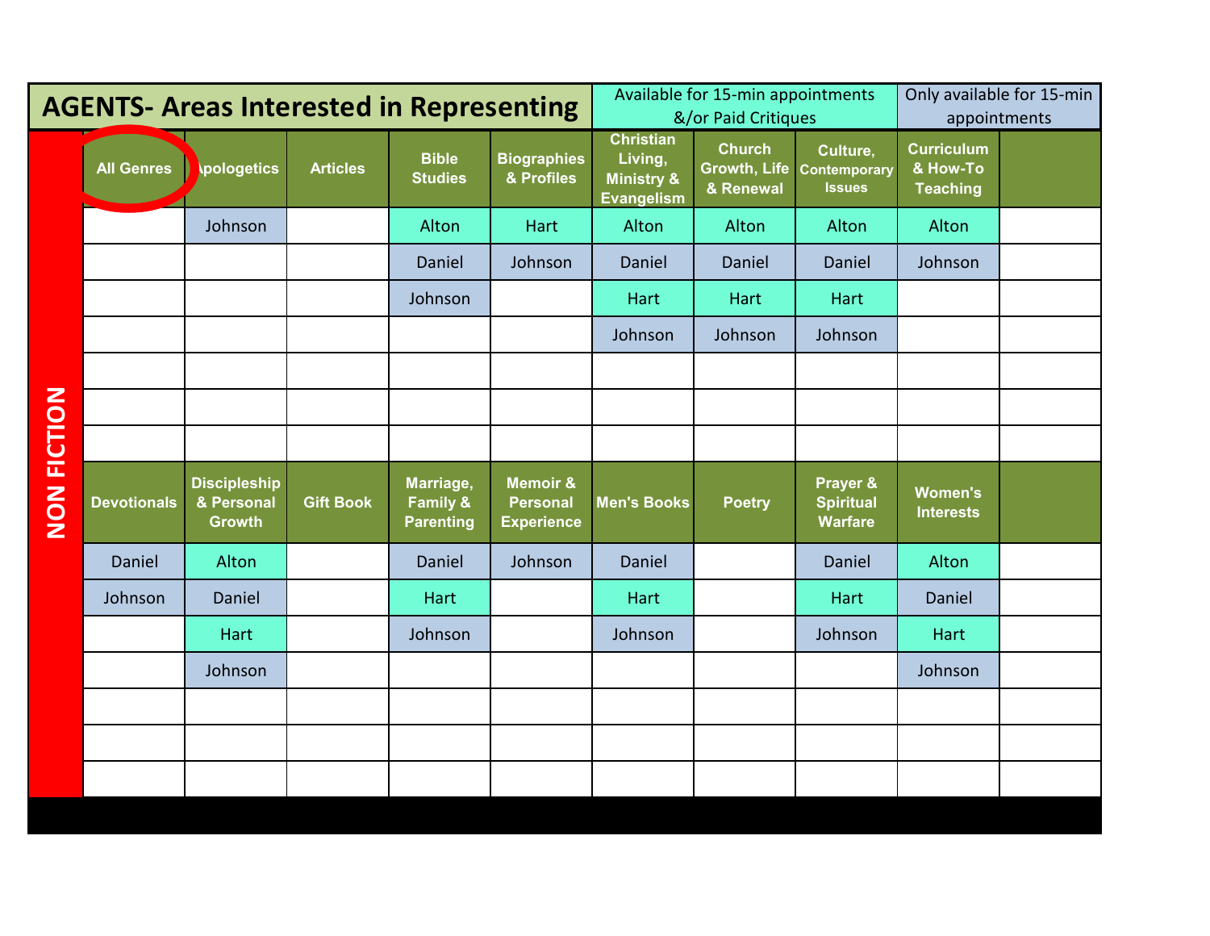# AGENTS- Areas Interested in Representing

Available for 15-min appointments &/or Paid Critiques

Only available for 15-min appointments

## NON FICTION

| All Genres | Apologetics | Articles | Bible Studies | Biographies & Profiles | Christian Living, Ministry & Evangelism | Church Growth, Life & Renewal | Culture, Contemporary Issues | Curriculum & How-To Teaching | |
|---|---|---|---|---|---|---|---|---|---|
| | Johnson | | Alton | Hart | Alton | Alton | Alton | Alton | |
| | | | Daniel | Johnson | Daniel | Daniel | Daniel | Johnson | |
| | | | Johnson | | Hart | Hart | Hart | | |
| | | | | | Johnson | Johnson | Johnson | | |

| Devotionals | Discipleship & Personal Growth | Gift Book | Marriage, Family & Parenting | Memoir & Personal Experience | Men's Books | Poetry | Prayer & Spiritual Warfare | Women's Interests | |
|---|---|---|---|---|---|---|---|---|---|
| Daniel | Alton | | Daniel | Johnson | Daniel | | Daniel | Alton | |
| Johnson | Daniel | | Hart | | Hart | | Hart | Daniel | |
| | Hart | | Johnson | | Johnson | | Johnson | Hart | |
| | Johnson | | | | | | | Johnson | |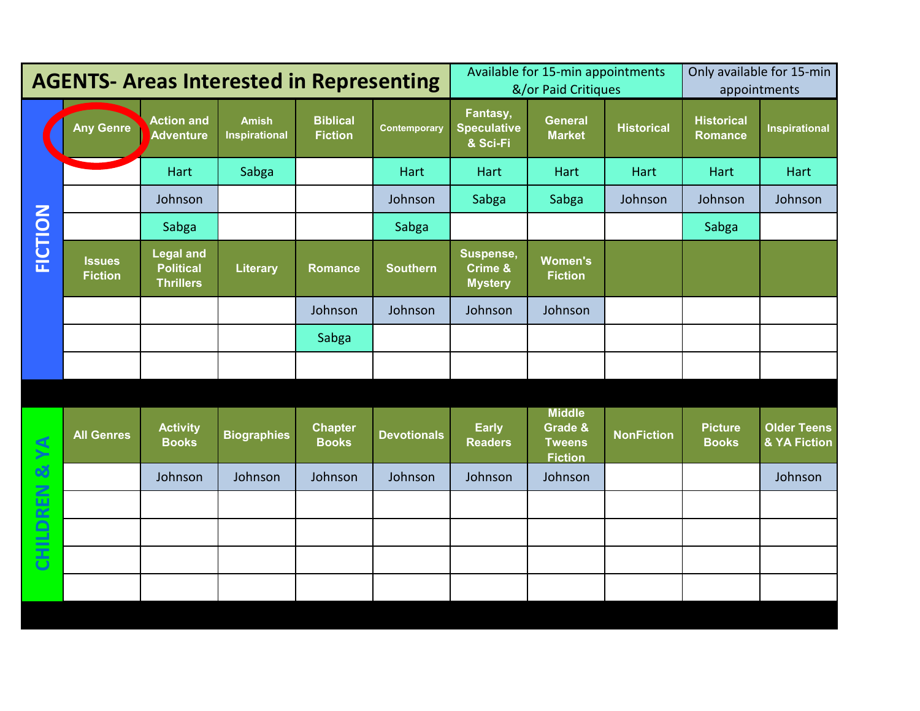# AGENTS- Areas Interested in Representing

Available for 15-min appointments &/or Paid Critiques: Hart, Sabga

Only available for 15-min appointments: Johnson

## FICTION

| Any Genre | Action and Adventure | Amish Inspirational | Biblical Fiction | Contemporary | Fantasy, Speculative & Sci-Fi | General Market | Historical | Historical Romance | Inspirational |
|---|---|---|---|---|---|---|---|---|---|
| | Hart | Sabga | | Hart | Hart | Hart | Hart | Hart | Hart |
| | Johnson | | | Johnson | Sabga | Sabga | Johnson | Johnson | Johnson |
| | Sabga | | | Sabga | | | | Sabga | |

| Issues Fiction | Legal and Political Thrillers | Literary | Romance | Southern | Suspense, Crime & Mystery | Women's Fiction | | | |
|---|---|---|---|---|---|---|---|---|---|
| | | | Johnson | Johnson | Johnson | Johnson | | | |
| | | | Sabga | | | | | | |
| | | | | | | | | | |

## CHILDREN & YA

| All Genres | Activity Books | Biographies | Chapter Books | Devotionals | Early Readers | Middle Grade & Tweens Fiction | NonFiction | Picture Books | Older Teens & YA Fiction |
|---|---|---|---|---|---|---|---|---|---|
| | Johnson | Johnson | Johnson | Johnson | Johnson | Johnson | | | Johnson |
| | | | | | | | | | |
| | | | | | | | | | |
| | | | | | | | | | |
| | | | | | | | | | |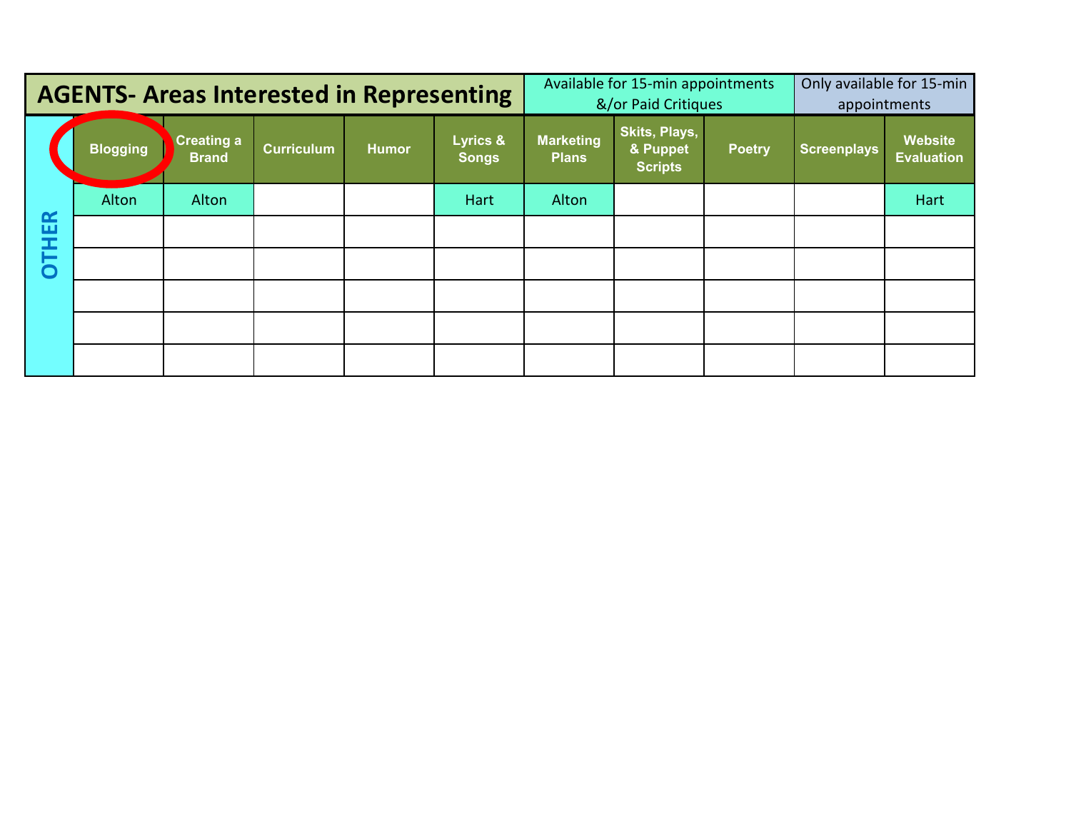| AGENTS- Areas Interested in Representing | | | | | | Available for 15-min appointments &/or Paid Critiques | | | Only available for 15-min appointments | |
|---|---|---|---|---|---|---|---|---|---|---|
| OTHER | Blogging | Creating a Brand | Curriculum | Humor | Lyrics & Songs | Marketing Plans | Skits, Plays, & Puppet Scripts | Poetry | Screenplays | Website Evaluation |
| | Alton | Alton | | | Hart | Alton | | | | Hart |
| | | | | | | | | | | |
| | | | | | | | | | | |
| | | | | | | | | | | |
| | | | | | | | | | | |
| | | | | | | | | | | |